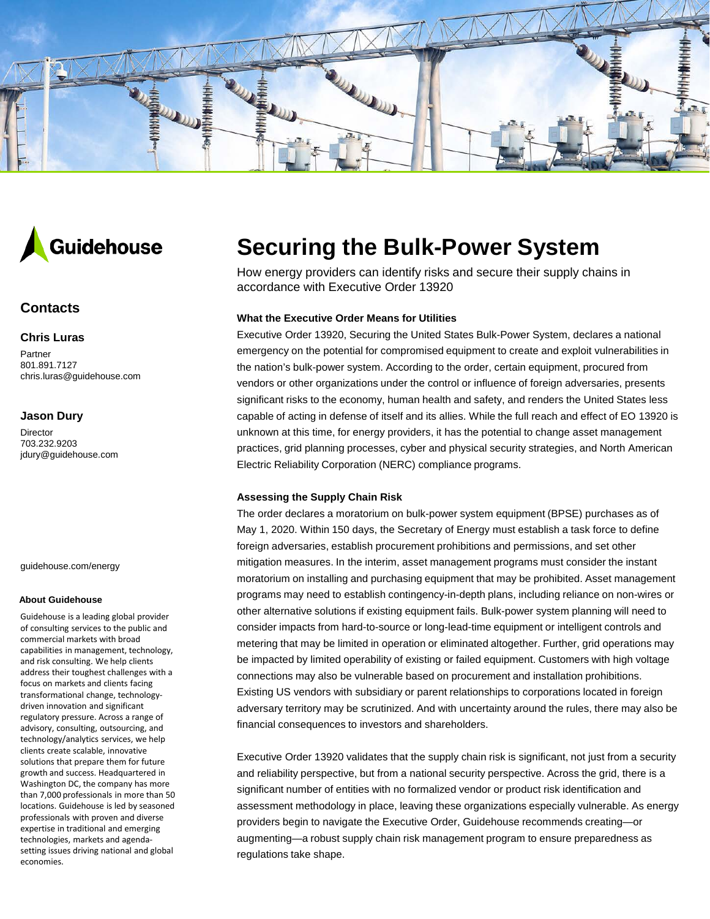# Securing the Bulk-Power System

How energy providers can identify risks and secure their supply chains in accordance with Executive Order 13920

### What the Executive Order Means for Utilities

Executive Order 13920, Securing the United States Bulk-Power System, declares a national emergency on the potential for compromised equipment to create and exploit vulnerabilities in the nation's bulk-power system. According to the order, certain equipment, procured from vendors or other organizations under the control or influence of foreign adversaries, presents significant risks to the economy, human health and safety, and renders the United States less capable of acting in defense of itself and its allies. While the full reach and effect of EO 13920 is unknown at this time, for energy providers, it has the potential to change asset management practices, grid planning processes, cyber and physical security strategies, and North American Electric Reliability Corporation (NERC) compliance programs.

### Assessing the Supply Chain Risk

The order declares a moratorium on bulk-power system equipment (BPSE) purchases as of May 1, 2020. Within 150 days, the Secretary of Energy must establish a task force to define foreign adversaries, establish procurement prohibitions and permissions, and set other mitigation measures. In the interim, asset management programs must consider the instant moratorium on installing and purchasing equipment that may be prohibited. Asset management programs may need to establish contingency-in-depth plans, including reliance on non-wires or other alternative solutions if existing equipment fails. Bulk-power system planning will need to consider impacts from hard-to-source or long-lead-time equipment or intelligent controls and metering that may be limited in operation or eliminated altogether. Further, grid operations may be impacted by limited operability of existing or failed equipment. Customers with high voltage connections may also be vulnerable based on procurement and installation prohibitions. Existing US vendors with subsidiary or parent relationships to corporations located in foreign adversary territory may be scrutinized. And with uncertainty around the rules, there may also be financial consequences to investors and shareholders.

Executive Order 13920 validates that the supply chain risk is significant, not just from a security and reliability perspective, but from a national security perspective. Across the grid, there is a significant number of entities with no formalized vendor or product risk identification and assessment methodology in place, leaving these organizations especially vulnerable. As energy providers begin to navigate the Executive Order, Guidehouse recommends creating—or augmenting—a robust supply chain risk management program to ensure preparedness as regulations take shape.

## Contacts

### Chris Luras

Partner
801.891.7127
chris.luras@guidehouse.com

### Jason Dury

Director
703.232.9203
jdury@guidehouse.com

guidehouse.com/energy

#### About Guidehouse

Guidehouse is a leading global provider of consulting services to the public and commercial markets with broad capabilities in management, technology, and risk consulting. We help clients address their toughest challenges with a focus on markets and clients facing transformational change, technology-driven innovation and significant regulatory pressure. Across a range of advisory, consulting, outsourcing, and technology/analytics services, we help clients create scalable, innovative solutions that prepare them for future growth and success. Headquartered in Washington DC, the company has more than 7,000 professionals in more than 50 locations. Guidehouse is led by seasoned professionals with proven and diverse expertise in traditional and emerging technologies, markets and agenda-setting issues driving national and global economies.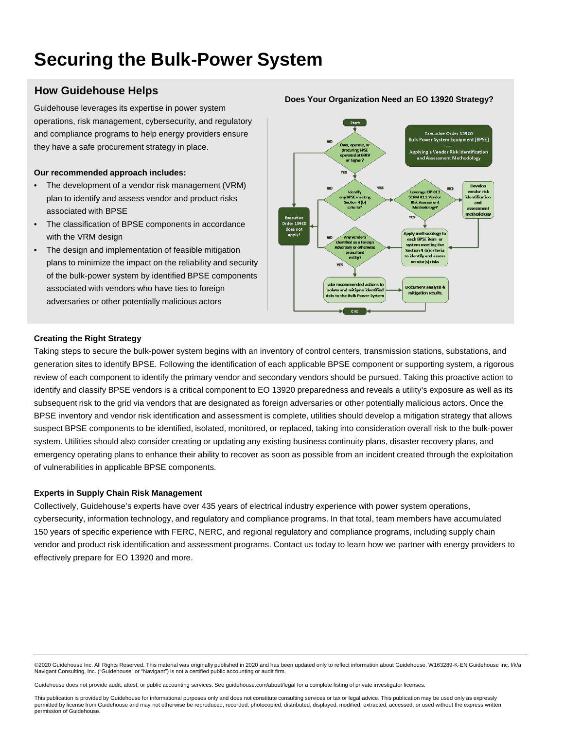# Securing the Bulk-Power System

## How Guidehouse Helps

Guidehouse leverages its expertise in power system operations, risk management, cybersecurity, and regulatory and compliance programs to help energy providers ensure they have a safe procurement strategy in place.

**Our recommended approach includes:**

- The development of a vendor risk management (VRM) plan to identify and assess vendor and product risks associated with BPSE
- The classification of BPSE components in accordance with the VRM design
- The design and implementation of feasible mitigation plans to minimize the impact on the reliability and security of the bulk-power system by identified BPSE components associated with vendors who have ties to foreign adversaries or other potentially malicious actors

**Does Your Organization Need an EO 13920 Strategy?**

Start

Executive Order 13920 Bulk Power System Equipment [BPSE] ---- Applying a Vendor Risk Identification and Assessment Methodology

Own, operate, or procuring BPSE operated at 69kV or higher?

NO

YES

Identify any BPSE meeting Section 4 (b) criteria?

Leverage CIP-013 SCRM R1.1 Vendor Risk Assessment Methodology?

Develop vendor risk identification and assessment methodology

Executive Order 13920 does not apply!

Apply methodology to each BPSE item or system meeting the Section 4 (b) criteria to identify and assess vendor(s) risks

Any vendors identified as a Foreign Adversary or otherwise proscribed entity?

Take recommended actions to isolate and mitigate identified risks to the Bulk Power System

Document analysis & mitigation results.

End

### Creating the Right Strategy

Taking steps to secure the bulk-power system begins with an inventory of control centers, transmission stations, substations, and generation sites to identify BPSE. Following the identification of each applicable BPSE component or supporting system, a rigorous review of each component to identify the primary vendor and secondary vendors should be pursued. Taking this proactive action to identify and classify BPSE vendors is a critical component to EO 13920 preparedness and reveals a utility's exposure as well as its subsequent risk to the grid via vendors that are designated as foreign adversaries or other potentially malicious actors. Once the BPSE inventory and vendor risk identification and assessment is complete, utilities should develop a mitigation strategy that allows suspect BPSE components to be identified, isolated, monitored, or replaced, taking into consideration overall risk to the bulk-power system. Utilities should also consider creating or updating any existing business continuity plans, disaster recovery plans, and emergency operating plans to enhance their ability to recover as soon as possible from an incident created through the exploitation of vulnerabilities in applicable BPSE components.

### Experts in Supply Chain Risk Management

Collectively, Guidehouse's experts have over 435 years of electrical industry experience with power system operations, cybersecurity, information technology, and regulatory and compliance programs. In that total, team members have accumulated 150 years of specific experience with FERC, NERC, and regional regulatory and compliance programs, including supply chain vendor and product risk identification and assessment programs. Contact us today to learn how we partner with energy providers to effectively prepare for EO 13920 and more.

©2020 Guidehouse Inc. All Rights Reserved. This material was originally published in 2020 and has been updated only to reflect information about Guidehouse. W163289-K-EN Guidehouse Inc. f/k/a Navigant Consulting, Inc. ("Guidehouse" or "Navigant") is not a certified public accounting or audit firm.

Guidehouse does not provide audit, attest, or public accounting services. See guidehouse.com/about/legal for a complete listing of private investigator licenses.

This publication is provided by Guidehouse for informational purposes only and does not constitute consulting services or tax or legal advice. This publication may be used only as expressly permitted by license from Guidehouse and may not otherwise be reproduced, recorded, photocopied, distributed, displayed, modified, extracted, accessed, or used without the express written permission of Guidehouse.